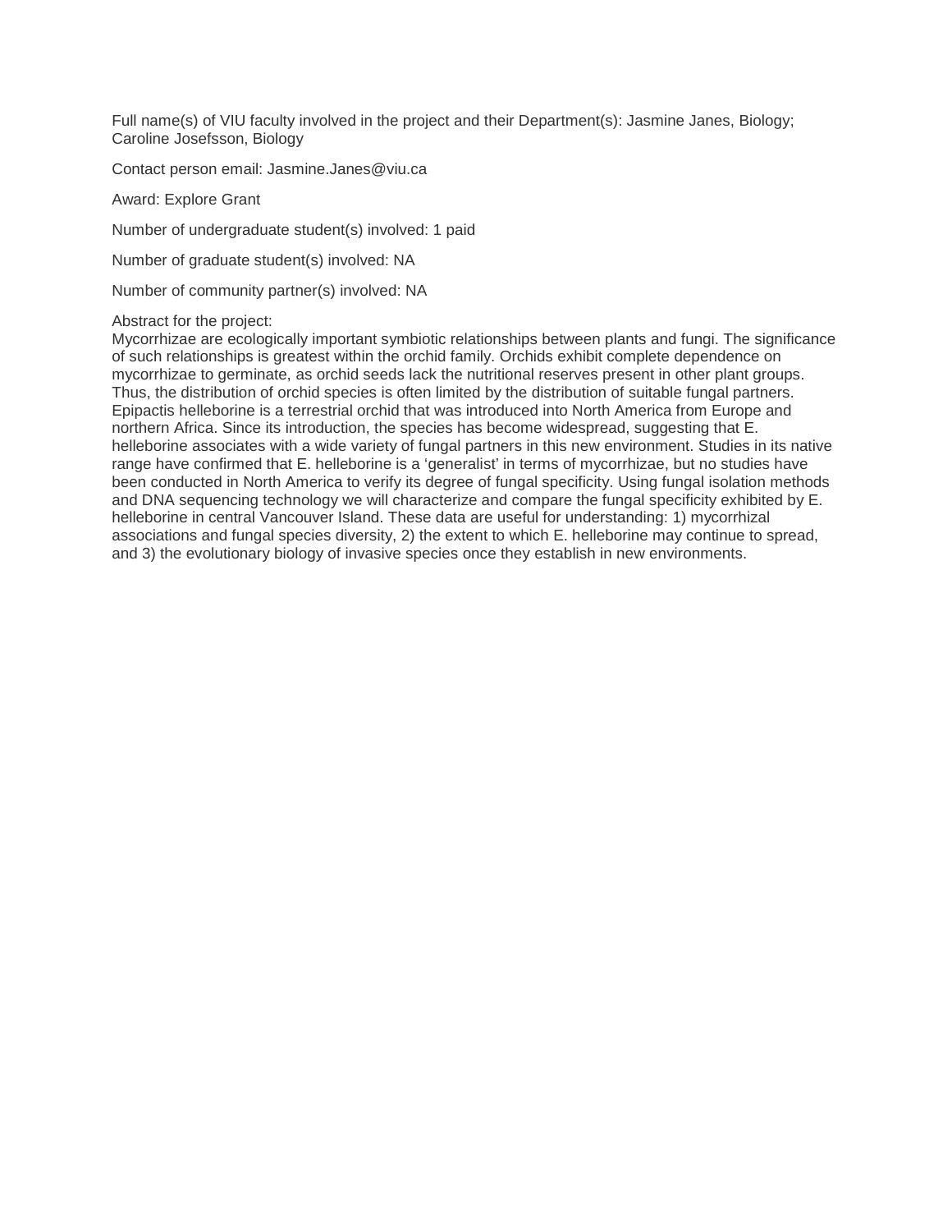Full name(s) of VIU faculty involved in the project and their Department(s): Jasmine Janes, Biology; Caroline Josefsson, Biology

Contact person email: Jasmine.Janes@viu.ca

Award: Explore Grant

Number of undergraduate student(s) involved: 1 paid

Number of graduate student(s) involved: NA

Number of community partner(s) involved: NA

Abstract for the project:
Mycorrhizae are ecologically important symbiotic relationships between plants and fungi. The significance of such relationships is greatest within the orchid family. Orchids exhibit complete dependence on mycorrhizae to germinate, as orchid seeds lack the nutritional reserves present in other plant groups. Thus, the distribution of orchid species is often limited by the distribution of suitable fungal partners. Epipactis helleborine is a terrestrial orchid that was introduced into North America from Europe and northern Africa. Since its introduction, the species has become widespread, suggesting that E. helleborine associates with a wide variety of fungal partners in this new environment. Studies in its native range have confirmed that E. helleborine is a 'generalist' in terms of mycorrhizae, but no studies have been conducted in North America to verify its degree of fungal specificity. Using fungal isolation methods and DNA sequencing technology we will characterize and compare the fungal specificity exhibited by E. helleborine in central Vancouver Island. These data are useful for understanding: 1) mycorrhizal associations and fungal species diversity, 2) the extent to which E. helleborine may continue to spread, and 3) the evolutionary biology of invasive species once they establish in new environments.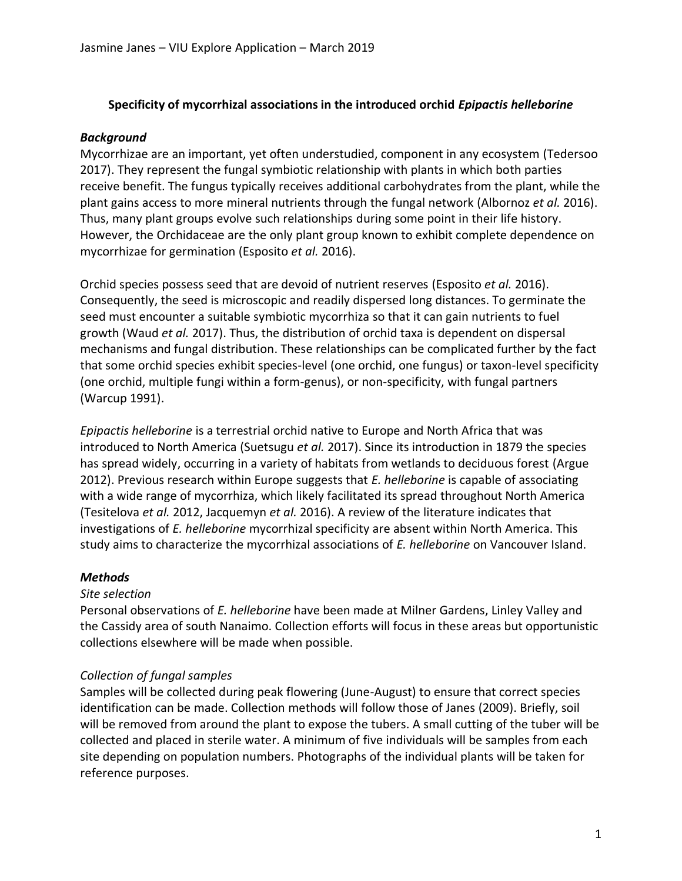### Specificity of mycorrhizal associations in the introduced orchid *Epipactis helleborine*

#### *Background*

Mycorrhizae are an important, yet often understudied, component in any ecosystem (Tedersoo 2017). They represent the fungal symbiotic relationship with plants in which both parties receive benefit. The fungus typically receives additional carbohydrates from the plant, while the plant gains access to more mineral nutrients through the fungal network (Albornoz *et al.* 2016). Thus, many plant groups evolve such relationships during some point in their life history. However, the Orchidaceae are the only plant group known to exhibit complete dependence on mycorrhizae for germination (Esposito *et al.* 2016).

Orchid species possess seed that are devoid of nutrient reserves (Esposito *et al.* 2016). Consequently, the seed is microscopic and readily dispersed long distances. To germinate the seed must encounter a suitable symbiotic mycorrhiza so that it can gain nutrients to fuel growth (Waud *et al.* 2017). Thus, the distribution of orchid taxa is dependent on dispersal mechanisms and fungal distribution. These relationships can be complicated further by the fact that some orchid species exhibit species-level (one orchid, one fungus) or taxon-level specificity (one orchid, multiple fungi within a form-genus), or non-specificity, with fungal partners (Warcup 1991).

*Epipactis helleborine* is a terrestrial orchid native to Europe and North Africa that was introduced to North America (Suetsugu *et al.* 2017). Since its introduction in 1879 the species has spread widely, occurring in a variety of habitats from wetlands to deciduous forest (Argue 2012). Previous research within Europe suggests that *E. helleborine* is capable of associating with a wide range of mycorrhiza, which likely facilitated its spread throughout North America (Tesitelova *et al.* 2012, Jacquemyn *et al.* 2016). A review of the literature indicates that investigations of *E. helleborine* mycorrhizal specificity are absent within North America. This study aims to characterize the mycorrhizal associations of *E. helleborine* on Vancouver Island.

#### *Methods*

##### *Site selection*

Personal observations of *E. helleborine* have been made at Milner Gardens, Linley Valley and the Cassidy area of south Nanaimo. Collection efforts will focus in these areas but opportunistic collections elsewhere will be made when possible.

##### *Collection of fungal samples*

Samples will be collected during peak flowering (June-August) to ensure that correct species identification can be made. Collection methods will follow those of Janes (2009). Briefly, soil will be removed from around the plant to expose the tubers. A small cutting of the tuber will be collected and placed in sterile water. A minimum of five individuals will be samples from each site depending on population numbers. Photographs of the individual plants will be taken for reference purposes.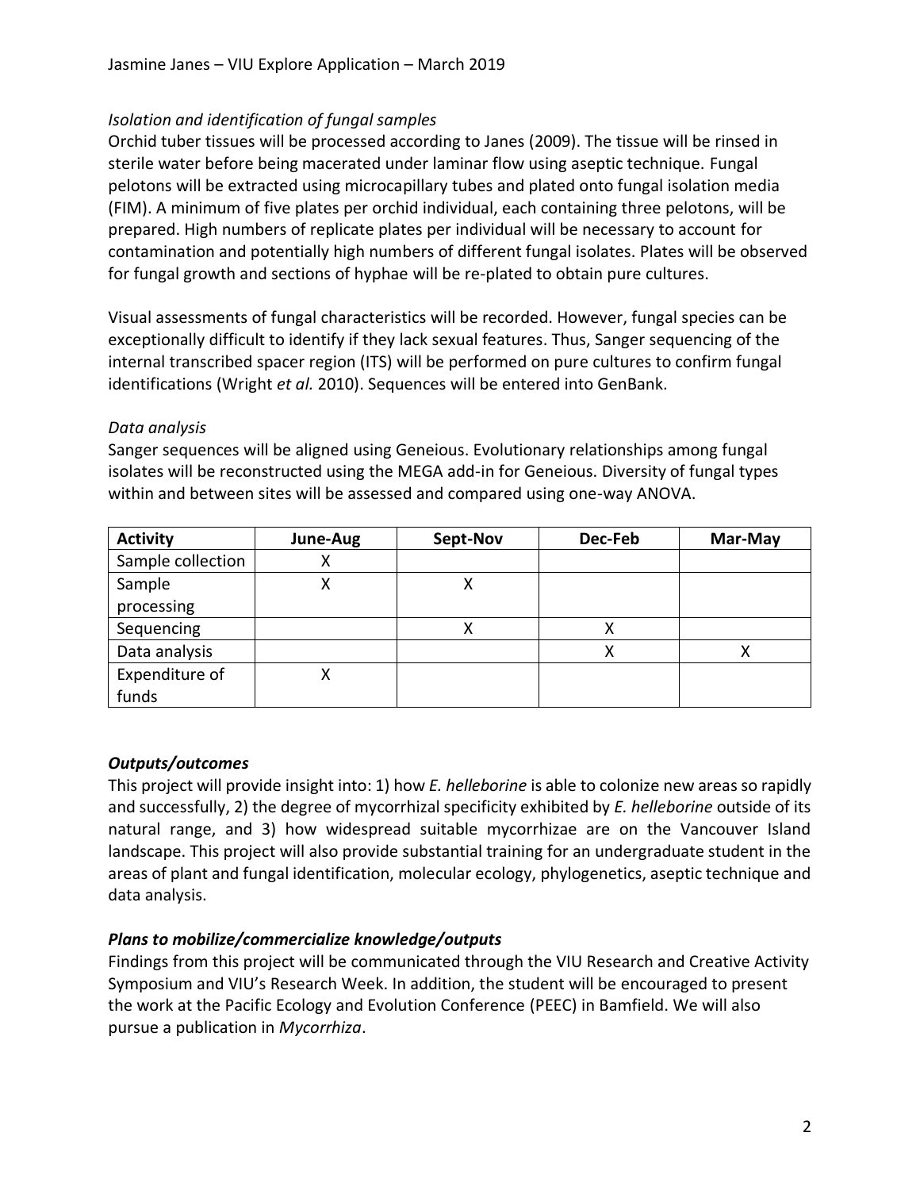*Isolation and identification of fungal samples*

Orchid tuber tissues will be processed according to Janes (2009). The tissue will be rinsed in sterile water before being macerated under laminar flow using aseptic technique. Fungal pelotons will be extracted using microcapillary tubes and plated onto fungal isolation media (FIM). A minimum of five plates per orchid individual, each containing three pelotons, will be prepared. High numbers of replicate plates per individual will be necessary to account for contamination and potentially high numbers of different fungal isolates. Plates will be observed for fungal growth and sections of hyphae will be re-plated to obtain pure cultures.

Visual assessments of fungal characteristics will be recorded. However, fungal species can be exceptionally difficult to identify if they lack sexual features. Thus, Sanger sequencing of the internal transcribed spacer region (ITS) will be performed on pure cultures to confirm fungal identifications (Wright *et al.* 2010). Sequences will be entered into GenBank.

*Data analysis*

Sanger sequences will be aligned using Geneious. Evolutionary relationships among fungal isolates will be reconstructed using the MEGA add-in for Geneious. Diversity of fungal types within and between sites will be assessed and compared using one-way ANOVA.

| **Activity** | **June-Aug** | **Sept-Nov** | **Dec-Feb** | **Mar-May** |
|---|---|---|---|---|
| Sample collection | X | | | |
| Sample processing | X | X | | |
| Sequencing | | X | X | |
| Data analysis | | | X | X |
| Expenditure of funds | X | | | |

## *Outputs/outcomes*

This project will provide insight into: 1) how *E. helleborine* is able to colonize new areas so rapidly and successfully, 2) the degree of mycorrhizal specificity exhibited by *E. helleborine* outside of its natural range, and 3) how widespread suitable mycorrhizae are on the Vancouver Island landscape. This project will also provide substantial training for an undergraduate student in the areas of plant and fungal identification, molecular ecology, phylogenetics, aseptic technique and data analysis.

## *Plans to mobilize/commercialize knowledge/outputs*

Findings from this project will be communicated through the VIU Research and Creative Activity Symposium and VIU's Research Week. In addition, the student will be encouraged to present the work at the Pacific Ecology and Evolution Conference (PEEC) in Bamfield. We will also pursue a publication in *Mycorrhiza*.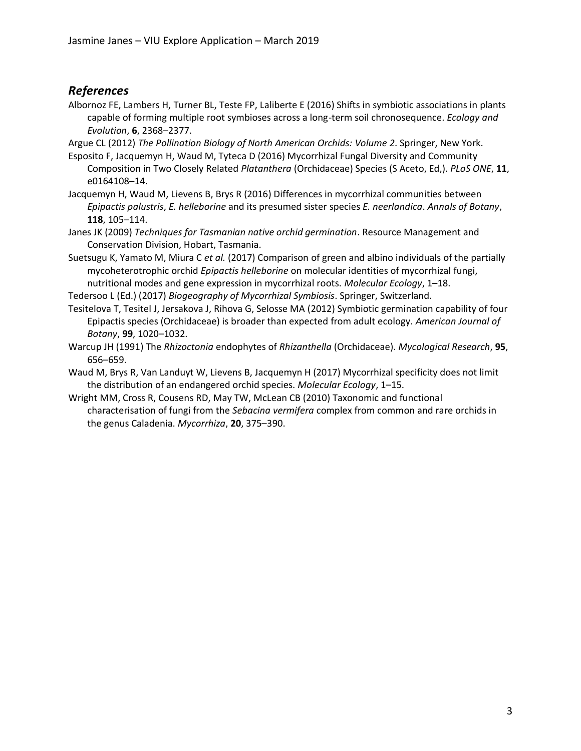## *References*

Albornoz FE, Lambers H, Turner BL, Teste FP, Laliberte E (2016) Shifts in symbiotic associations in plants capable of forming multiple root symbioses across a long-term soil chronosequence. *Ecology and Evolution*, **6**, 2368–2377.

Argue CL (2012) *The Pollination Biology of North American Orchids: Volume 2*. Springer, New York.

Esposito F, Jacquemyn H, Waud M, Tyteca D (2016) Mycorrhizal Fungal Diversity and Community Composition in Two Closely Related *Platanthera* (Orchidaceae) Species (S Aceto, Ed,). *PLoS ONE*, **11**, e0164108–14.

Jacquemyn H, Waud M, Lievens B, Brys R (2016) Differences in mycorrhizal communities between *Epipactis palustris*, *E. helleborine* and its presumed sister species *E. neerlandica*. *Annals of Botany*, **118**, 105–114.

Janes JK (2009) *Techniques for Tasmanian native orchid germination*. Resource Management and Conservation Division, Hobart, Tasmania.

Suetsugu K, Yamato M, Miura C *et al.* (2017) Comparison of green and albino individuals of the partially mycoheterotrophic orchid *Epipactis helleborine* on molecular identities of mycorrhizal fungi, nutritional modes and gene expression in mycorrhizal roots. *Molecular Ecology*, 1–18.

Tedersoo L (Ed.) (2017) *Biogeography of Mycorrhizal Symbiosis*. Springer, Switzerland.

Tesitelova T, Tesitel J, Jersakova J, Rihova G, Selosse MA (2012) Symbiotic germination capability of four Epipactis species (Orchidaceae) is broader than expected from adult ecology. *American Journal of Botany*, **99**, 1020–1032.

Warcup JH (1991) The *Rhizoctonia* endophytes of *Rhizanthella* (Orchidaceae). *Mycological Research*, **95**, 656–659.

Waud M, Brys R, Van Landuyt W, Lievens B, Jacquemyn H (2017) Mycorrhizal specificity does not limit the distribution of an endangered orchid species. *Molecular Ecology*, 1–15.

Wright MM, Cross R, Cousens RD, May TW, McLean CB (2010) Taxonomic and functional characterisation of fungi from the *Sebacina vermifera* complex from common and rare orchids in the genus Caladenia. *Mycorrhiza*, **20**, 375–390.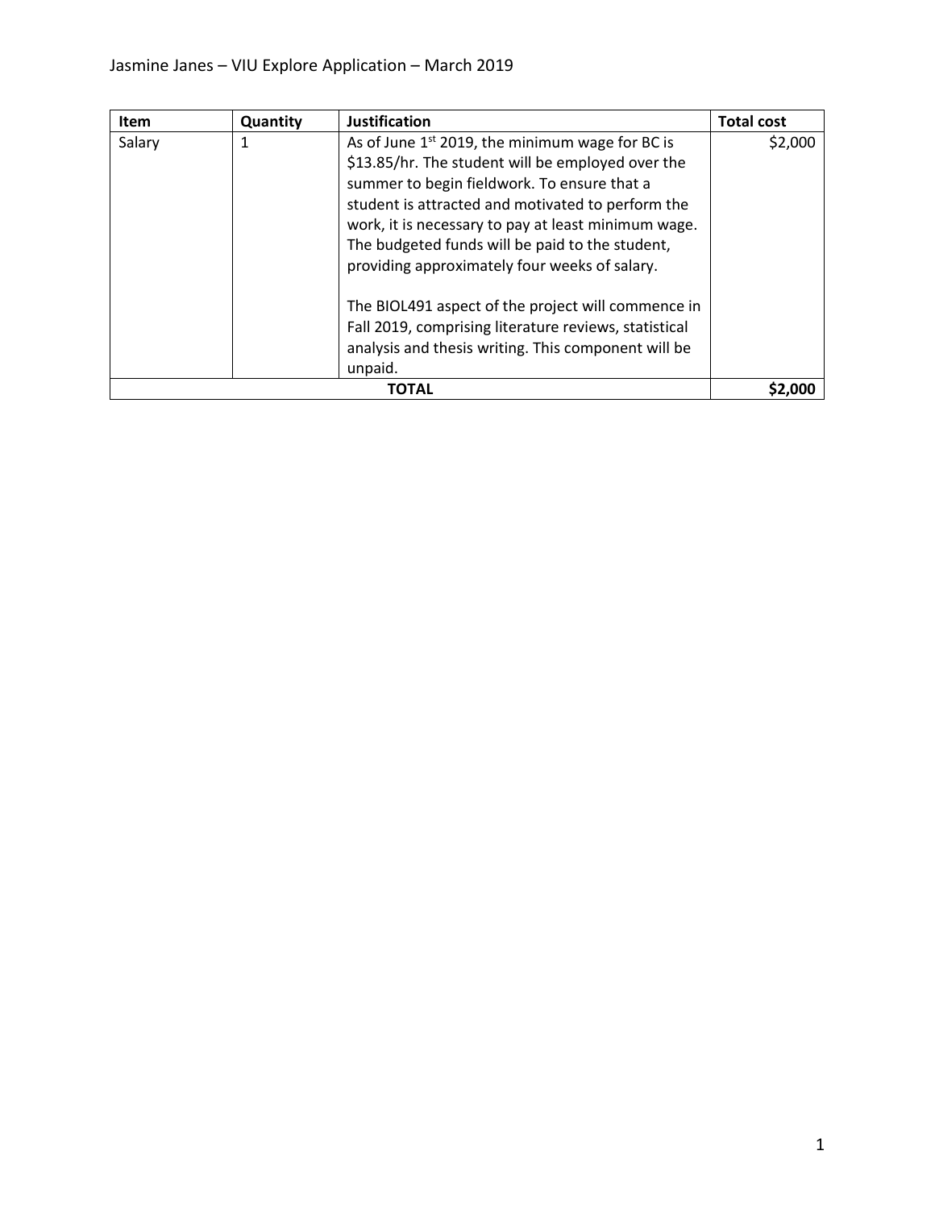| Item | Quantity | Justification | Total cost |
| --- | --- | --- | --- |
| Salary | 1 | As of June 1st 2019, the minimum wage for BC is $13.85/hr. The student will be employed over the summer to begin fieldwork. To ensure that a student is attracted and motivated to perform the work, it is necessary to pay at least minimum wage. The budgeted funds will be paid to the student, providing approximately four weeks of salary.<br><br>The BIOL491 aspect of the project will commence in Fall 2019, comprising literature reviews, statistical analysis and thesis writing. This component will be unpaid. | $2,000 |
| **TOTAL** | | | **$2,000** |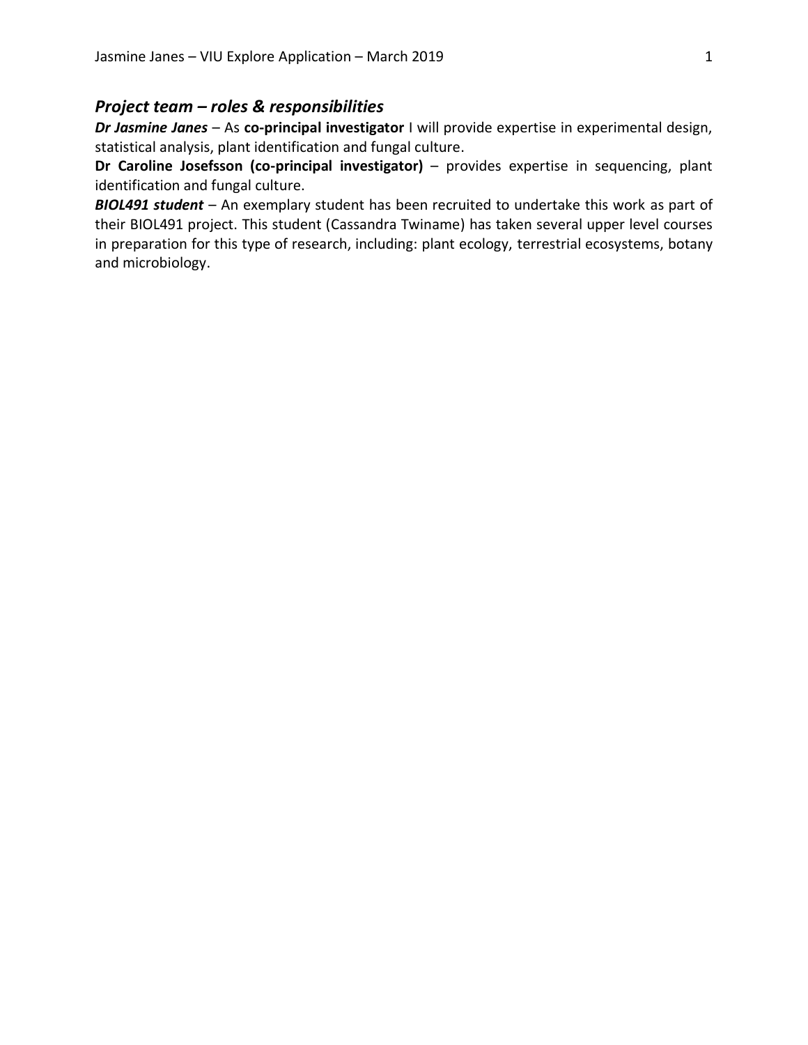### *Project team – roles & responsibilities*

***Dr Jasmine Janes*** – As **co-principal investigator** I will provide expertise in experimental design, statistical analysis, plant identification and fungal culture.

**Dr Caroline Josefsson (co-principal investigator)** – provides expertise in sequencing, plant identification and fungal culture.

***BIOL491 student*** – An exemplary student has been recruited to undertake this work as part of their BIOL491 project. This student (Cassandra Twiname) has taken several upper level courses in preparation for this type of research, including: plant ecology, terrestrial ecosystems, botany and microbiology.